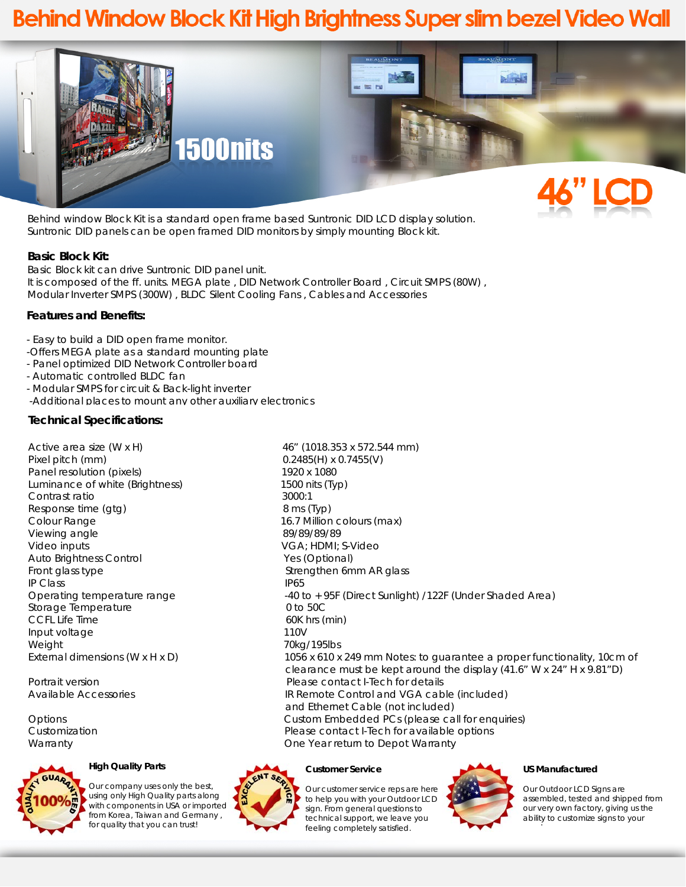# Behind Window Block Kit High Brightness Super slim bezel Video Wall

1500nits

46" LCD

Behind window Block Kit is a standard open frame based Suntronic DID LCD display solution. Suntronic DID panels can be open framed DID monitors by simply mounting Block kit.

**Basic Block Kit:**

Basic Block kit can drive Suntronic DID panel unit.
It is composed of the ff. units. MEGA plate , DID Network Controller Board , Circuit SMPS (80W) , Modular Inverter SMPS (300W) , BLDC Silent Cooling Fans , Cables and Accessories

**Features and Benefits:**

- Easy to build a DID open frame monitor.
-Offers MEGA plate as a standard mounting plate
- Panel optimized DID Network Controller board
- Automatic controlled BLDC fan
- Modular SMPS for circuit & Back-light inverter
-Additional places to mount any other auxiliary electronics

**Technical Specifications:**

| | |
|---|---|
| Active area size (W x H) | 46" (1018.353 x 572.544 mm) |
| Pixel pitch (mm) | 0.2485(H) x 0.7455(V) |
| Panel resolution (pixels) | 1920 x 1080 |
| Luminance of white (Brightness) | 1500 nits (Typ) |
| Contrast ratio | 3000:1 |
| Response time (gtg) | 8 ms (Typ) |
| Colour Range | 16.7 Million colours (max) |
| Viewing angle | 89/89/89/89 |
| Video inputs | VGA; HDMI; S-Video |
| Auto Brightness Control | Yes (Optional) |
| Front glass type | Strengthen 6mm AR glass |
| IP Class | IP65 |
| Operating temperature range | -40 to +95F (Direct Sunlight) /122F (Under Shaded Area) |
| Storage Temperature | 0 to 50C |
| CCFL Life Time | 60K hrs (min) |
| Input voltage | 110V |
| Weight | 70kg/195lbs |
| External dimensions (W x H x D) | 1056 x 610 x 249 mm Notes: to guarantee a proper functionality, 10cm of clearance must be kept around the display (41.6" W x 24" H x 9.81"D) |
| Portrait version | Please contact I-Tech for details |
| Available Accessories | IR Remote Control and VGA cable (included) and Ethernet Cable (not included) |
| Options | Custom Embedded PCs (please call for enquiries) |
| Customization | Please contact I-Tech for available options |
| Warranty | One Year return to Depot Warranty |

**High Quality Parts**

Our company uses only the best, using only High Quality parts along with components in USA or imported from Korea, Taiwan and Germany , for quality that you can trust!

**Customer Service**

Our customer service reps are here to help you with your Outdoor LCD sign. From general questions to technical support, we leave you feeling completely satisfied.

**US Manufactured**

Our Outdoor LCD Signs are assembled, tested and shipped from our very own factory, giving us the ability to customize signs to your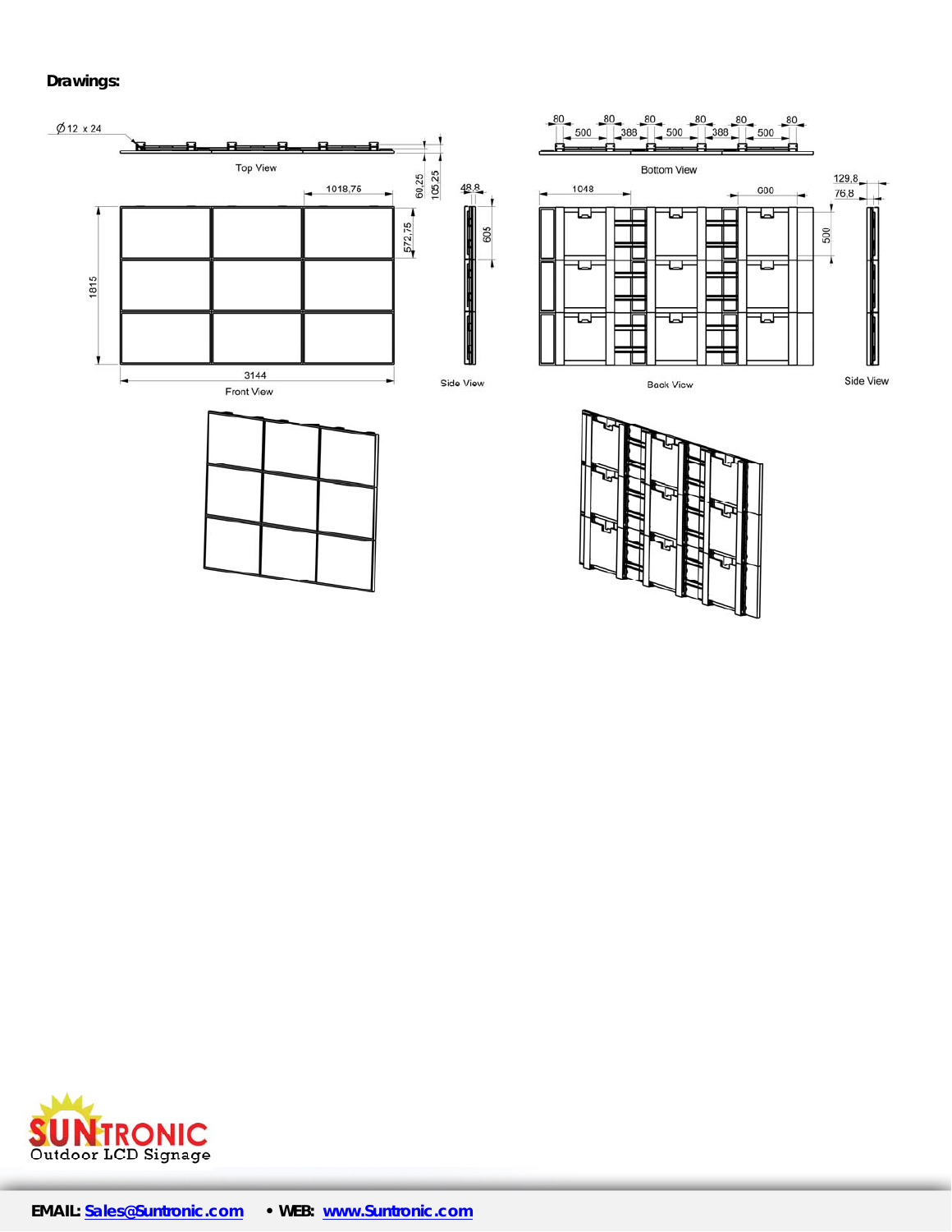**Drawings:**

Ø12 x 24

Top View

60,25

105,25

1018,76

572,75

1815

3144

Front View

48,8

605

Side View

80 80 80 80 80 80

500 388 500 388 500

Bottom View

1048

600

500

129,8

76,8

Back View

Side View

EMAIL: Sales@Suntronic.com • WEB: www.Suntronic.com